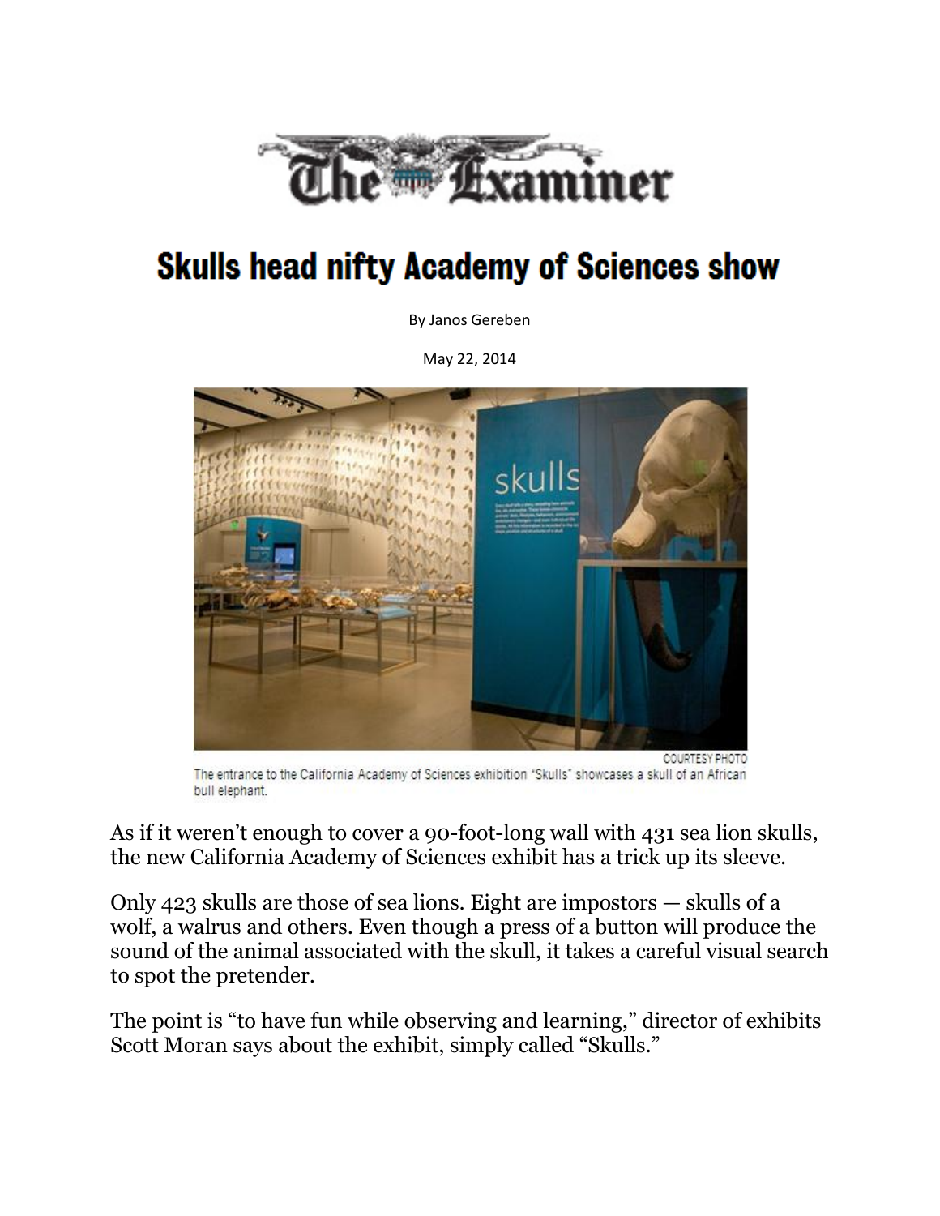# Skulls head nifty Academy of Sciences show

By Janos Gereben

May 22, 2014

COURTESY PHOTO

The entrance to the California Academy of Sciences exhibition "Skulls" showcases a skull of an African bull elephant.

As if it weren't enough to cover a 90-foot-long wall with 431 sea lion skulls, the new California Academy of Sciences exhibit has a trick up its sleeve.

Only 423 skulls are those of sea lions. Eight are impostors — skulls of a wolf, a walrus and others. Even though a press of a button will produce the sound of the animal associated with the skull, it takes a careful visual search to spot the pretender.

The point is "to have fun while observing and learning," director of exhibits Scott Moran says about the exhibit, simply called "Skulls."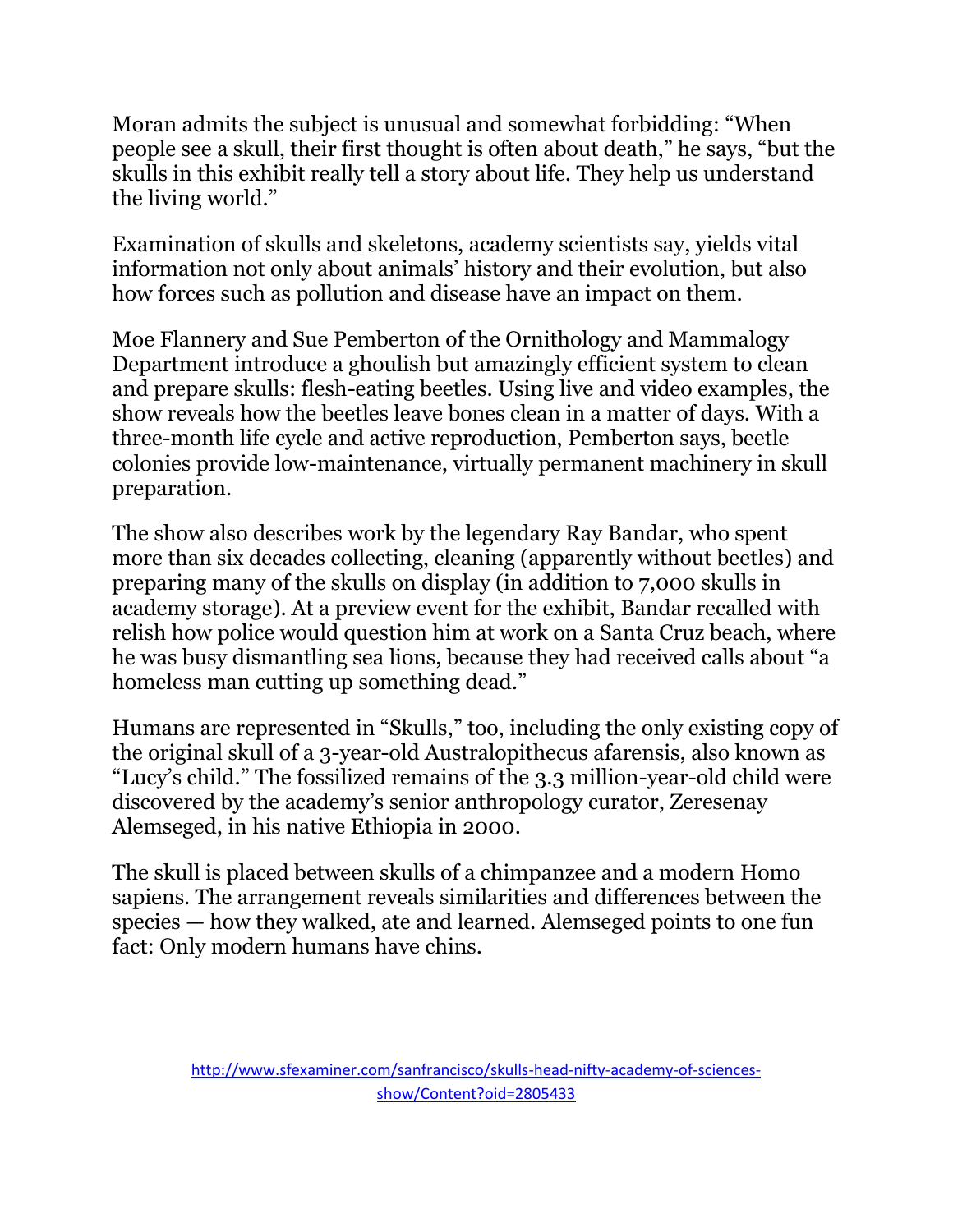Moran admits the subject is unusual and somewhat forbidding: “When people see a skull, their first thought is often about death,” he says, “but the skulls in this exhibit really tell a story about life. They help us understand the living world.”

Examination of skulls and skeletons, academy scientists say, yields vital information not only about animals’ history and their evolution, but also how forces such as pollution and disease have an impact on them.

Moe Flannery and Sue Pemberton of the Ornithology and Mammalogy Department introduce a ghoulish but amazingly efficient system to clean and prepare skulls: flesh-eating beetles. Using live and video examples, the show reveals how the beetles leave bones clean in a matter of days. With a three-month life cycle and active reproduction, Pemberton says, beetle colonies provide low-maintenance, virtually permanent machinery in skull preparation.

The show also describes work by the legendary Ray Bandar, who spent more than six decades collecting, cleaning (apparently without beetles) and preparing many of the skulls on display (in addition to 7,000 skulls in academy storage). At a preview event for the exhibit, Bandar recalled with relish how police would question him at work on a Santa Cruz beach, where he was busy dismantling sea lions, because they had received calls about “a homeless man cutting up something dead.”

Humans are represented in “Skulls,” too, including the only existing copy of the original skull of a 3-year-old Australopithecus afarensis, also known as “Lucy’s child.” The fossilized remains of the 3.3 million-year-old child were discovered by the academy’s senior anthropology curator, Zeresenay Alemseged, in his native Ethiopia in 2000.

The skull is placed between skulls of a chimpanzee and a modern Homo sapiens. The arrangement reveals similarities and differences between the species — how they walked, ate and learned. Alemseged points to one fun fact: Only modern humans have chins.

http://www.sfexaminer.com/sanfrancisco/skulls-head-nifty-academy-of-sciences-show/Content?oid=2805433